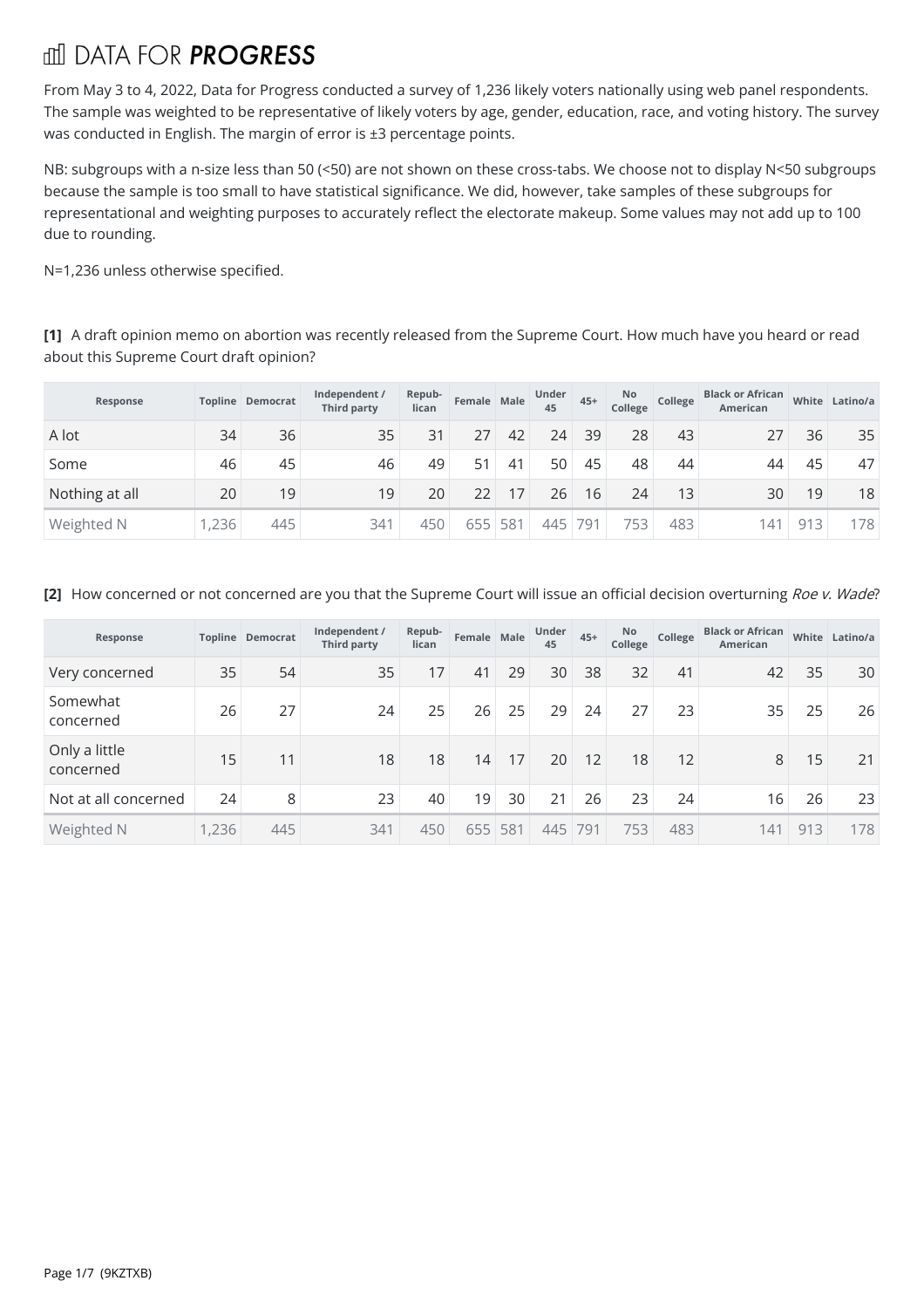# DATA FOR *PROGRESS*

From May 3 to 4, 2022, Data for Progress conducted a survey of 1,236 likely voters nationally using web panel respondents. The sample was weighted to be representative of likely voters by age, gender, education, race, and voting history. The survey was conducted in English. The margin of error is ±3 percentage points.

NB: subgroups with a n-size less than 50 (<50) are not shown on these cross-tabs. We choose not to display N<50 subgroups because the sample is too small to have statistical significance. We did, however, take samples of these subgroups for representational and weighting purposes to accurately reflect the electorate makeup. Some values may not add up to 100 due to rounding.

N=1,236 unless otherwise specified.

**[1]** A draft opinion memo on abortion was recently released from the Supreme Court. How much have you heard or read about this Supreme Court draft opinion?

| Response | Topline | Democrat | Independent / Third party | Repub-lican | Female | Male | Under 45 | 45+ | No College | College | Black or African American | White | Latino/a |
|---|---|---|---|---|---|---|---|---|---|---|---|---|---|
| A lot | 34 | 36 | 35 | 31 | 27 | 42 | 24 | 39 | 28 | 43 | 27 | 36 | 35 |
| Some | 46 | 45 | 46 | 49 | 51 | 41 | 50 | 45 | 48 | 44 | 44 | 45 | 47 |
| Nothing at all | 20 | 19 | 19 | 20 | 22 | 17 | 26 | 16 | 24 | 13 | 30 | 19 | 18 |
| Weighted N | 1,236 | 445 | 341 | 450 | 655 | 581 | 445 | 791 | 753 | 483 | 141 | 913 | 178 |

**[2]** How concerned or not concerned are you that the Supreme Court will issue an official decision overturning *Roe v. Wade*?

| Response | Topline | Democrat | Independent / Third party | Repub-lican | Female | Male | Under 45 | 45+ | No College | College | Black or African American | White | Latino/a |
|---|---|---|---|---|---|---|---|---|---|---|---|---|---|
| Very concerned | 35 | 54 | 35 | 17 | 41 | 29 | 30 | 38 | 32 | 41 | 42 | 35 | 30 |
| Somewhat concerned | 26 | 27 | 24 | 25 | 26 | 25 | 29 | 24 | 27 | 23 | 35 | 25 | 26 |
| Only a little concerned | 15 | 11 | 18 | 18 | 14 | 17 | 20 | 12 | 18 | 12 | 8 | 15 | 21 |
| Not at all concerned | 24 | 8 | 23 | 40 | 19 | 30 | 21 | 26 | 23 | 24 | 16 | 26 | 23 |
| Weighted N | 1,236 | 445 | 341 | 450 | 655 | 581 | 445 | 791 | 753 | 483 | 141 | 913 | 178 |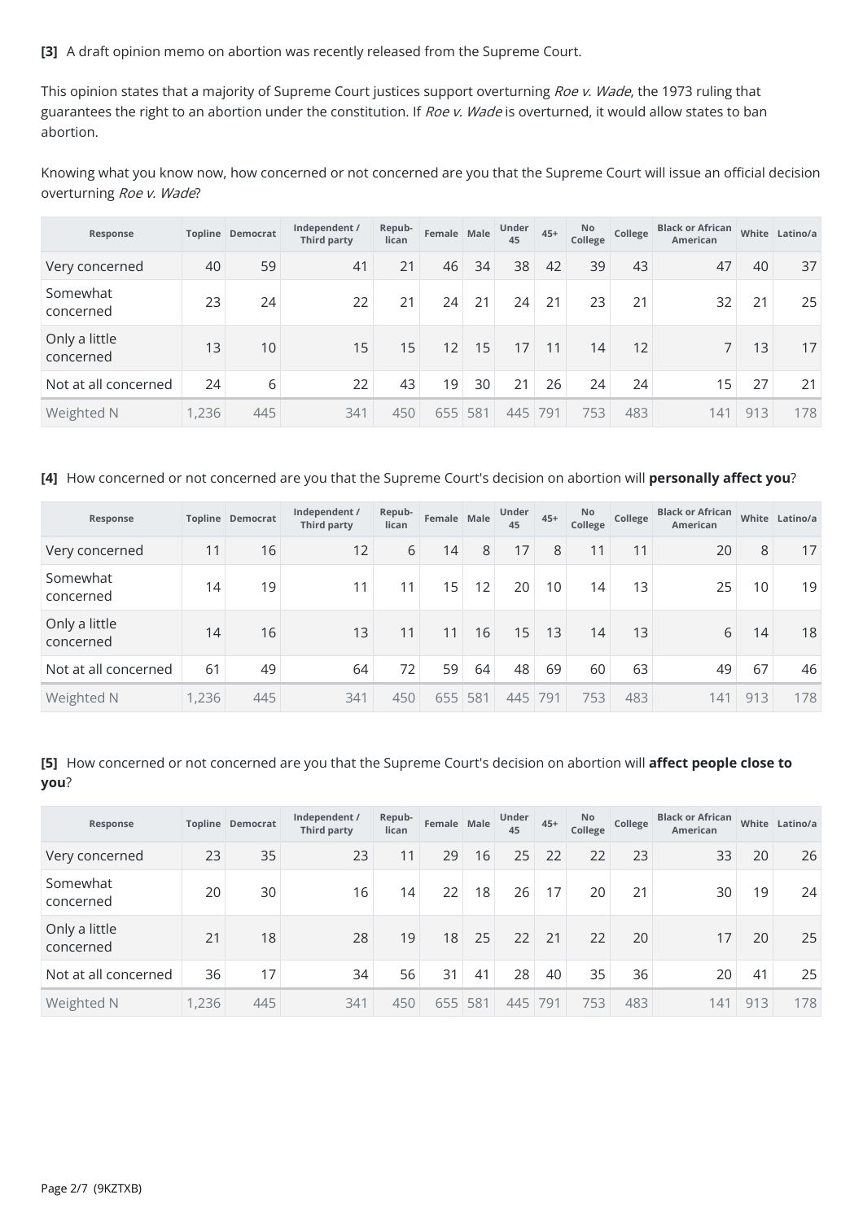**[3]** A draft opinion memo on abortion was recently released from the Supreme Court.

This opinion states that a majority of Supreme Court justices support overturning *Roe v. Wade*, the 1973 ruling that guarantees the right to an abortion under the constitution. If *Roe v. Wade* is overturned, it would allow states to ban abortion.

Knowing what you know now, how concerned or not concerned are you that the Supreme Court will issue an official decision overturning *Roe v. Wade*?

| Response | Topline | Democrat | Independent / Third party | Repub-lican | Female | Male | Under 45 | 45+ | No College | College | Black or African American | White | Latino/a |
|---|---|---|---|---|---|---|---|---|---|---|---|---|---|
| Very concerned | 40 | 59 | 41 | 21 | 46 | 34 | 38 | 42 | 39 | 43 | 47 | 40 | 37 |
| Somewhat concerned | 23 | 24 | 22 | 21 | 24 | 21 | 24 | 21 | 23 | 21 | 32 | 21 | 25 |
| Only a little concerned | 13 | 10 | 15 | 15 | 12 | 15 | 17 | 11 | 14 | 12 | 7 | 13 | 17 |
| Not at all concerned | 24 | 6 | 22 | 43 | 19 | 30 | 21 | 26 | 24 | 24 | 15 | 27 | 21 |
| Weighted N | 1,236 | 445 | 341 | 450 | 655 | 581 | 445 | 791 | 753 | 483 | 141 | 913 | 178 |

**[4]** How concerned or not concerned are you that the Supreme Court's decision on abortion will **personally affect you**?

| Response | Topline | Democrat | Independent / Third party | Repub-lican | Female | Male | Under 45 | 45+ | No College | College | Black or African American | White | Latino/a |
|---|---|---|---|---|---|---|---|---|---|---|---|---|---|
| Very concerned | 11 | 16 | 12 | 6 | 14 | 8 | 17 | 8 | 11 | 11 | 20 | 8 | 17 |
| Somewhat concerned | 14 | 19 | 11 | 11 | 15 | 12 | 20 | 10 | 14 | 13 | 25 | 10 | 19 |
| Only a little concerned | 14 | 16 | 13 | 11 | 11 | 16 | 15 | 13 | 14 | 13 | 6 | 14 | 18 |
| Not at all concerned | 61 | 49 | 64 | 72 | 59 | 64 | 48 | 69 | 60 | 63 | 49 | 67 | 46 |
| Weighted N | 1,236 | 445 | 341 | 450 | 655 | 581 | 445 | 791 | 753 | 483 | 141 | 913 | 178 |

**[5]** How concerned or not concerned are you that the Supreme Court's decision on abortion will **affect people close to you**?

| Response | Topline | Democrat | Independent / Third party | Repub-lican | Female | Male | Under 45 | 45+ | No College | College | Black or African American | White | Latino/a |
|---|---|---|---|---|---|---|---|---|---|---|---|---|---|
| Very concerned | 23 | 35 | 23 | 11 | 29 | 16 | 25 | 22 | 22 | 23 | 33 | 20 | 26 |
| Somewhat concerned | 20 | 30 | 16 | 14 | 22 | 18 | 26 | 17 | 20 | 21 | 30 | 19 | 24 |
| Only a little concerned | 21 | 18 | 28 | 19 | 18 | 25 | 22 | 21 | 22 | 20 | 17 | 20 | 25 |
| Not at all concerned | 36 | 17 | 34 | 56 | 31 | 41 | 28 | 40 | 35 | 36 | 20 | 41 | 25 |
| Weighted N | 1,236 | 445 | 341 | 450 | 655 | 581 | 445 | 791 | 753 | 483 | 141 | 913 | 178 |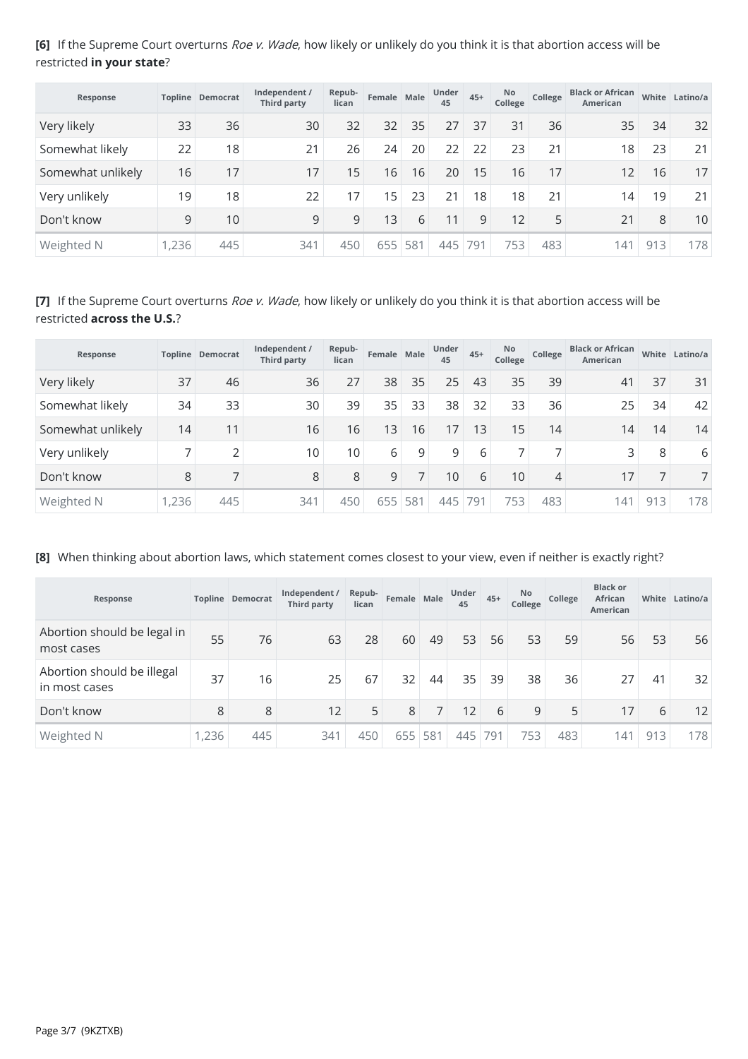**[6]** If the Supreme Court overturns *Roe v. Wade*, how likely or unlikely do you think it is that abortion access will be restricted **in your state**?

| Response | Topline | Democrat | Independent / Third party | Repub-lican | Female | Male | Under 45 | 45+ | No College | College | Black or African American | White | Latino/a |
|---|---|---|---|---|---|---|---|---|---|---|---|---|---|
| Very likely | 33 | 36 | 30 | 32 | 32 | 35 | 27 | 37 | 31 | 36 | 35 | 34 | 32 |
| Somewhat likely | 22 | 18 | 21 | 26 | 24 | 20 | 22 | 22 | 23 | 21 | 18 | 23 | 21 |
| Somewhat unlikely | 16 | 17 | 17 | 15 | 16 | 16 | 20 | 15 | 16 | 17 | 12 | 16 | 17 |
| Very unlikely | 19 | 18 | 22 | 17 | 15 | 23 | 21 | 18 | 18 | 21 | 14 | 19 | 21 |
| Don't know | 9 | 10 | 9 | 9 | 13 | 6 | 11 | 9 | 12 | 5 | 21 | 8 | 10 |
| Weighted N | 1,236 | 445 | 341 | 450 | 655 | 581 | 445 | 791 | 753 | 483 | 141 | 913 | 178 |

**[7]** If the Supreme Court overturns *Roe v. Wade*, how likely or unlikely do you think it is that abortion access will be restricted **across the U.S.**?

| Response | Topline | Democrat | Independent / Third party | Repub-lican | Female | Male | Under 45 | 45+ | No College | College | Black or African American | White | Latino/a |
|---|---|---|---|---|---|---|---|---|---|---|---|---|---|
| Very likely | 37 | 46 | 36 | 27 | 38 | 35 | 25 | 43 | 35 | 39 | 41 | 37 | 31 |
| Somewhat likely | 34 | 33 | 30 | 39 | 35 | 33 | 38 | 32 | 33 | 36 | 25 | 34 | 42 |
| Somewhat unlikely | 14 | 11 | 16 | 16 | 13 | 16 | 17 | 13 | 15 | 14 | 14 | 14 | 14 |
| Very unlikely | 7 | 2 | 10 | 10 | 6 | 9 | 9 | 6 | 7 | 7 | 3 | 8 | 6 |
| Don't know | 8 | 7 | 8 | 8 | 9 | 7 | 10 | 6 | 10 | 4 | 17 | 7 | 7 |
| Weighted N | 1,236 | 445 | 341 | 450 | 655 | 581 | 445 | 791 | 753 | 483 | 141 | 913 | 178 |

**[8]** When thinking about abortion laws, which statement comes closest to your view, even if neither is exactly right?

| Response | Topline | Democrat | Independent / Third party | Repub-lican | Female | Male | Under 45 | 45+ | No College | College | Black or African American | White | Latino/a |
|---|---|---|---|---|---|---|---|---|---|---|---|---|---|
| Abortion should be legal in most cases | 55 | 76 | 63 | 28 | 60 | 49 | 53 | 56 | 53 | 59 | 56 | 53 | 56 |
| Abortion should be illegal in most cases | 37 | 16 | 25 | 67 | 32 | 44 | 35 | 39 | 38 | 36 | 27 | 41 | 32 |
| Don't know | 8 | 8 | 12 | 5 | 8 | 7 | 12 | 6 | 9 | 5 | 17 | 6 | 12 |
| Weighted N | 1,236 | 445 | 341 | 450 | 655 | 581 | 445 | 791 | 753 | 483 | 141 | 913 | 178 |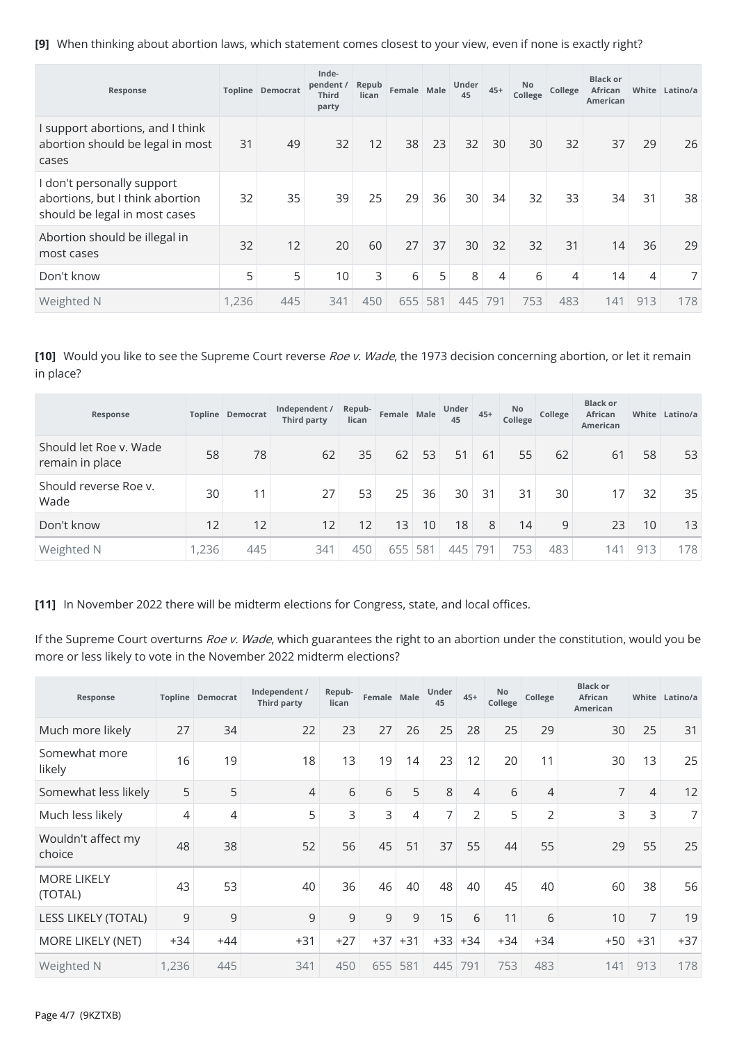**[9]** When thinking about abortion laws, which statement comes closest to your view, even if none is exactly right?

| Response | Topline | Democrat | Independent / Third party | Republican | Female | Male | Under 45 | 45+ | No College | College | Black or African American | White | Latino/a |
|---|---|---|---|---|---|---|---|---|---|---|---|---|---|
| I support abortions, and I think abortion should be legal in most cases | 31 | 49 | 32 | 12 | 38 | 23 | 32 | 30 | 30 | 32 | 37 | 29 | 26 |
| I don't personally support abortions, but I think abortion should be legal in most cases | 32 | 35 | 39 | 25 | 29 | 36 | 30 | 34 | 32 | 33 | 34 | 31 | 38 |
| Abortion should be illegal in most cases | 32 | 12 | 20 | 60 | 27 | 37 | 30 | 32 | 32 | 31 | 14 | 36 | 29 |
| Don't know | 5 | 5 | 10 | 3 | 6 | 5 | 8 | 4 | 6 | 4 | 14 | 4 | 7 |
| Weighted N | 1,236 | 445 | 341 | 450 | 655 | 581 | 445 | 791 | 753 | 483 | 141 | 913 | 178 |

**[10]** Would you like to see the Supreme Court reverse *Roe v. Wade*, the 1973 decision concerning abortion, or let it remain in place?

| Response | Topline | Democrat | Independent / Third party | Republican | Female | Male | Under 45 | 45+ | No College | College | Black or African American | White | Latino/a |
|---|---|---|---|---|---|---|---|---|---|---|---|---|---|
| Should let Roe v. Wade remain in place | 58 | 78 | 62 | 35 | 62 | 53 | 51 | 61 | 55 | 62 | 61 | 58 | 53 |
| Should reverse Roe v. Wade | 30 | 11 | 27 | 53 | 25 | 36 | 30 | 31 | 31 | 30 | 17 | 32 | 35 |
| Don't know | 12 | 12 | 12 | 12 | 13 | 10 | 18 | 8 | 14 | 9 | 23 | 10 | 13 |
| Weighted N | 1,236 | 445 | 341 | 450 | 655 | 581 | 445 | 791 | 753 | 483 | 141 | 913 | 178 |

**[11]** In November 2022 there will be midterm elections for Congress, state, and local offices.

If the Supreme Court overturns *Roe v. Wade*, which guarantees the right to an abortion under the constitution, would you be more or less likely to vote in the November 2022 midterm elections?

| Response | Topline | Democrat | Independent / Third party | Republican | Female | Male | Under 45 | 45+ | No College | College | Black or African American | White | Latino/a |
|---|---|---|---|---|---|---|---|---|---|---|---|---|---|
| Much more likely | 27 | 34 | 22 | 23 | 27 | 26 | 25 | 28 | 25 | 29 | 30 | 25 | 31 |
| Somewhat more likely | 16 | 19 | 18 | 13 | 19 | 14 | 23 | 12 | 20 | 11 | 30 | 13 | 25 |
| Somewhat less likely | 5 | 5 | 4 | 6 | 6 | 5 | 8 | 4 | 6 | 4 | 7 | 4 | 12 |
| Much less likely | 4 | 4 | 5 | 3 | 3 | 4 | 7 | 2 | 5 | 2 | 3 | 3 | 7 |
| Wouldn't affect my choice | 48 | 38 | 52 | 56 | 45 | 51 | 37 | 55 | 44 | 55 | 29 | 55 | 25 |
| MORE LIKELY (TOTAL) | 43 | 53 | 40 | 36 | 46 | 40 | 48 | 40 | 45 | 40 | 60 | 38 | 56 |
| LESS LIKELY (TOTAL) | 9 | 9 | 9 | 9 | 9 | 9 | 15 | 6 | 11 | 6 | 10 | 7 | 19 |
| MORE LIKELY (NET) | +34 | +44 | +31 | +27 | +37 | +31 | +33 | +34 | +34 | +34 | +50 | +31 | +37 |
| Weighted N | 1,236 | 445 | 341 | 450 | 655 | 581 | 445 | 791 | 753 | 483 | 141 | 913 | 178 |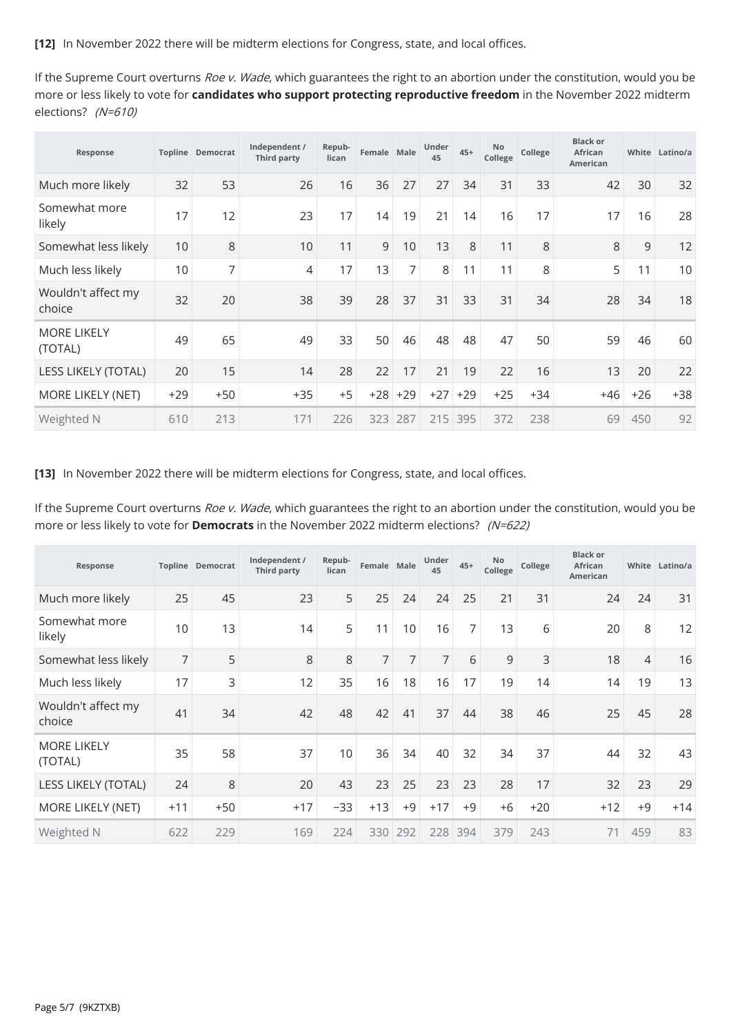**[12]** In November 2022 there will be midterm elections for Congress, state, and local offices.

If the Supreme Court overturns *Roe v. Wade*, which guarantees the right to an abortion under the constitution, would you be more or less likely to vote for **candidates who support protecting reproductive freedom** in the November 2022 midterm elections? *(N=610)*

| Response | Topline | Democrat | Independent / Third party | Repub-lican | Female | Male | Under 45 | 45+ | No College | College | Black or African American | White | Latino/a |
|---|---|---|---|---|---|---|---|---|---|---|---|---|---|
| Much more likely | 32 | 53 | 26 | 16 | 36 | 27 | 27 | 34 | 31 | 33 | 42 | 30 | 32 |
| Somewhat more likely | 17 | 12 | 23 | 17 | 14 | 19 | 21 | 14 | 16 | 17 | 17 | 16 | 28 |
| Somewhat less likely | 10 | 8 | 10 | 11 | 9 | 10 | 13 | 8 | 11 | 8 | 8 | 9 | 12 |
| Much less likely | 10 | 7 | 4 | 17 | 13 | 7 | 8 | 11 | 11 | 8 | 5 | 11 | 10 |
| Wouldn't affect my choice | 32 | 20 | 38 | 39 | 28 | 37 | 31 | 33 | 31 | 34 | 28 | 34 | 18 |
| MORE LIKELY (TOTAL) | 49 | 65 | 49 | 33 | 50 | 46 | 48 | 48 | 47 | 50 | 59 | 46 | 60 |
| LESS LIKELY (TOTAL) | 20 | 15 | 14 | 28 | 22 | 17 | 21 | 19 | 22 | 16 | 13 | 20 | 22 |
| MORE LIKELY (NET) | +29 | +50 | +35 | +5 | +28 | +29 | +27 | +29 | +25 | +34 | +46 | +26 | +38 |
| Weighted N | 610 | 213 | 171 | 226 | 323 | 287 | 215 | 395 | 372 | 238 | 69 | 450 | 92 |

**[13]** In November 2022 there will be midterm elections for Congress, state, and local offices.

If the Supreme Court overturns *Roe v. Wade*, which guarantees the right to an abortion under the constitution, would you be more or less likely to vote for **Democrats** in the November 2022 midterm elections? *(N=622)*

| Response | Topline | Democrat | Independent / Third party | Repub-lican | Female | Male | Under 45 | 45+ | No College | College | Black or African American | White | Latino/a |
|---|---|---|---|---|---|---|---|---|---|---|---|---|---|
| Much more likely | 25 | 45 | 23 | 5 | 25 | 24 | 24 | 25 | 21 | 31 | 24 | 24 | 31 |
| Somewhat more likely | 10 | 13 | 14 | 5 | 11 | 10 | 16 | 7 | 13 | 6 | 20 | 8 | 12 |
| Somewhat less likely | 7 | 5 | 8 | 8 | 7 | 7 | 7 | 6 | 9 | 3 | 18 | 4 | 16 |
| Much less likely | 17 | 3 | 12 | 35 | 16 | 18 | 16 | 17 | 19 | 14 | 14 | 19 | 13 |
| Wouldn't affect my choice | 41 | 34 | 42 | 48 | 42 | 41 | 37 | 44 | 38 | 46 | 25 | 45 | 28 |
| MORE LIKELY (TOTAL) | 35 | 58 | 37 | 10 | 36 | 34 | 40 | 32 | 34 | 37 | 44 | 32 | 43 |
| LESS LIKELY (TOTAL) | 24 | 8 | 20 | 43 | 23 | 25 | 23 | 23 | 28 | 17 | 32 | 23 | 29 |
| MORE LIKELY (NET) | +11 | +50 | +17 | −33 | +13 | +9 | +17 | +9 | +6 | +20 | +12 | +9 | +14 |
| Weighted N | 622 | 229 | 169 | 224 | 330 | 292 | 228 | 394 | 379 | 243 | 71 | 459 | 83 |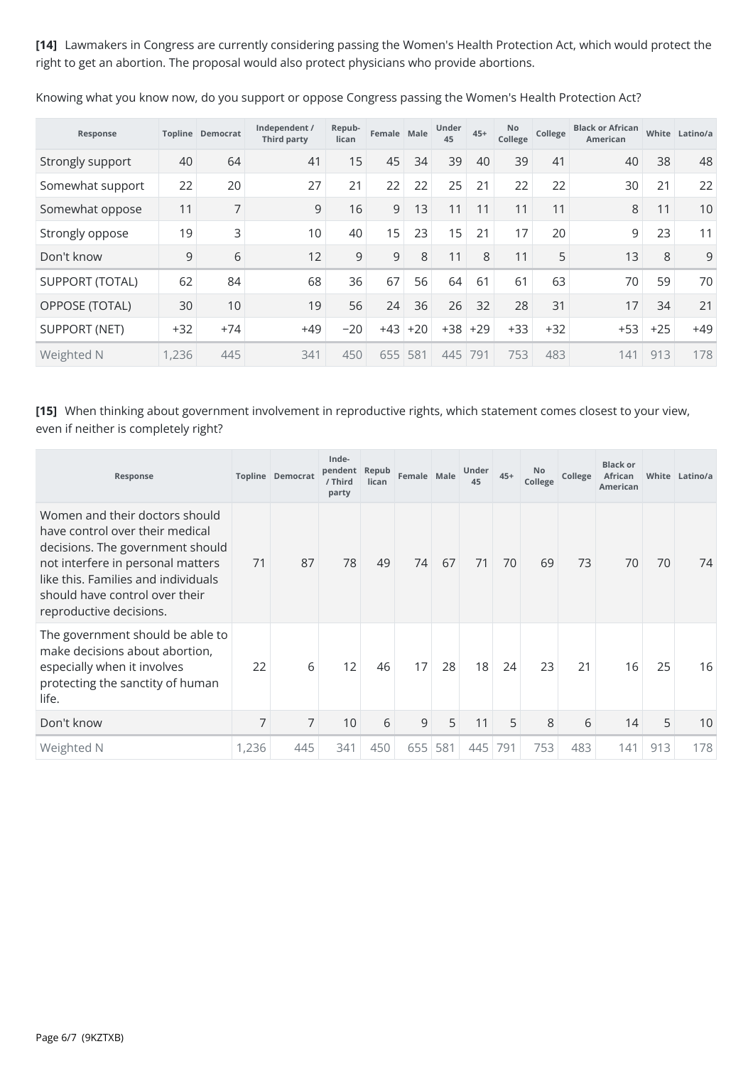**[14]** Lawmakers in Congress are currently considering passing the Women's Health Protection Act, which would protect the right to get an abortion. The proposal would also protect physicians who provide abortions.

Knowing what you know now, do you support or oppose Congress passing the Women's Health Protection Act?

| Response | Topline | Democrat | Independent / Third party | Repub-lican | Female | Male | Under 45 | 45+ | No College | College | Black or African American | White | Latino/a |
|---|---|---|---|---|---|---|---|---|---|---|---|---|---|
| Strongly support | 40 | 64 | 41 | 15 | 45 | 34 | 39 | 40 | 39 | 41 | 40 | 38 | 48 |
| Somewhat support | 22 | 20 | 27 | 21 | 22 | 22 | 25 | 21 | 22 | 22 | 30 | 21 | 22 |
| Somewhat oppose | 11 | 7 | 9 | 16 | 9 | 13 | 11 | 11 | 11 | 11 | 8 | 11 | 10 |
| Strongly oppose | 19 | 3 | 10 | 40 | 15 | 23 | 15 | 21 | 17 | 20 | 9 | 23 | 11 |
| Don't know | 9 | 6 | 12 | 9 | 9 | 8 | 11 | 8 | 11 | 5 | 13 | 8 | 9 |
| SUPPORT (TOTAL) | 62 | 84 | 68 | 36 | 67 | 56 | 64 | 61 | 61 | 63 | 70 | 59 | 70 |
| OPPOSE (TOTAL) | 30 | 10 | 19 | 56 | 24 | 36 | 26 | 32 | 28 | 31 | 17 | 34 | 21 |
| SUPPORT (NET) | +32 | +74 | +49 | −20 | +43 | +20 | +38 | +29 | +33 | +32 | +53 | +25 | +49 |
| Weighted N | 1,236 | 445 | 341 | 450 | 655 | 581 | 445 | 791 | 753 | 483 | 141 | 913 | 178 |

**[15]** When thinking about government involvement in reproductive rights, which statement comes closest to your view, even if neither is completely right?

| Response | Topline | Democrat | Inde-pendent / Third party | Repub lican | Female | Male | Under 45 | 45+ | No College | College | Black or African American | White | Latino/a |
|---|---|---|---|---|---|---|---|---|---|---|---|---|---|
| Women and their doctors should have control over their medical decisions. The government should not interfere in personal matters like this. Families and individuals should have control over their reproductive decisions. | 71 | 87 | 78 | 49 | 74 | 67 | 71 | 70 | 69 | 73 | 70 | 70 | 74 |
| The government should be able to make decisions about abortion, especially when it involves protecting the sanctity of human life. | 22 | 6 | 12 | 46 | 17 | 28 | 18 | 24 | 23 | 21 | 16 | 25 | 16 |
| Don't know | 7 | 7 | 10 | 6 | 9 | 5 | 11 | 5 | 8 | 6 | 14 | 5 | 10 |
| Weighted N | 1,236 | 445 | 341 | 450 | 655 | 581 | 445 | 791 | 753 | 483 | 141 | 913 | 178 |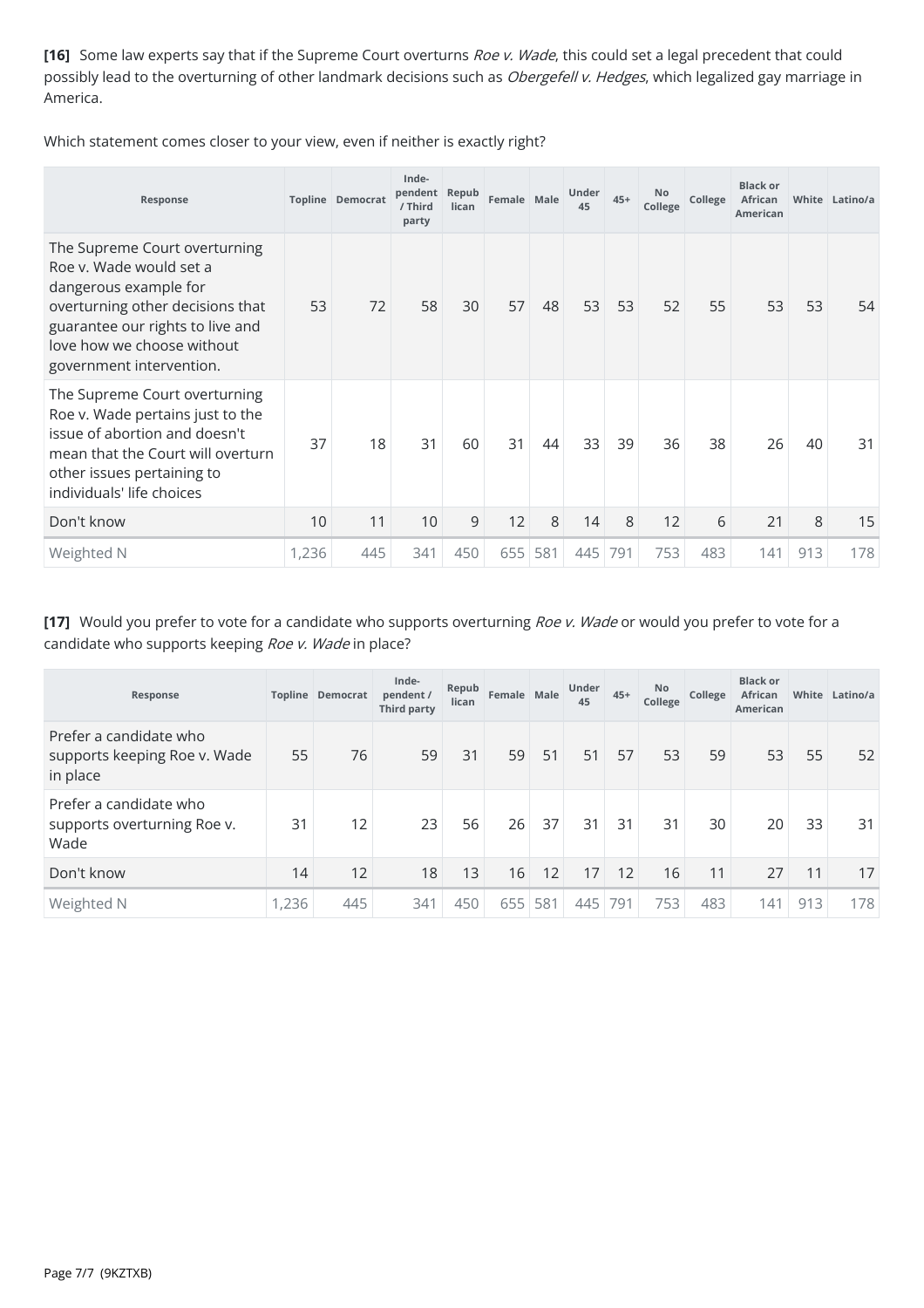**[16]** Some law experts say that if the Supreme Court overturns *Roe v. Wade*, this could set a legal precedent that could possibly lead to the overturning of other landmark decisions such as *Obergefell v. Hedges*, which legalized gay marriage in America.

Which statement comes closer to your view, even if neither is exactly right?

| Response | Topline | Democrat | Inde- pendent / Third party | Repub lican | Female | Male | Under 45 | 45+ | No College | College | Black or African American | White | Latino/a |
|---|---|---|---|---|---|---|---|---|---|---|---|---|---|
| The Supreme Court overturning Roe v. Wade would set a dangerous example for overturning other decisions that guarantee our rights to live and love how we choose without government intervention. | 53 | 72 | 58 | 30 | 57 | 48 | 53 | 53 | 52 | 55 | 53 | 53 | 54 |
| The Supreme Court overturning Roe v. Wade pertains just to the issue of abortion and doesn't mean that the Court will overturn other issues pertaining to individuals' life choices | 37 | 18 | 31 | 60 | 31 | 44 | 33 | 39 | 36 | 38 | 26 | 40 | 31 |
| Don't know | 10 | 11 | 10 | 9 | 12 | 8 | 14 | 8 | 12 | 6 | 21 | 8 | 15 |
| Weighted N | 1,236 | 445 | 341 | 450 | 655 | 581 | 445 | 791 | 753 | 483 | 141 | 913 | 178 |

**[17]** Would you prefer to vote for a candidate who supports overturning *Roe v. Wade* or would you prefer to vote for a candidate who supports keeping *Roe v. Wade* in place?

| Response | Topline | Democrat | Inde- pendent / Third party | Repub lican | Female | Male | Under 45 | 45+ | No College | College | Black or African American | White | Latino/a |
|---|---|---|---|---|---|---|---|---|---|---|---|---|---|
| Prefer a candidate who supports keeping Roe v. Wade in place | 55 | 76 | 59 | 31 | 59 | 51 | 51 | 57 | 53 | 59 | 53 | 55 | 52 |
| Prefer a candidate who supports overturning Roe v. Wade | 31 | 12 | 23 | 56 | 26 | 37 | 31 | 31 | 31 | 30 | 20 | 33 | 31 |
| Don't know | 14 | 12 | 18 | 13 | 16 | 12 | 17 | 12 | 16 | 11 | 27 | 11 | 17 |
| Weighted N | 1,236 | 445 | 341 | 450 | 655 | 581 | 445 | 791 | 753 | 483 | 141 | 913 | 178 |